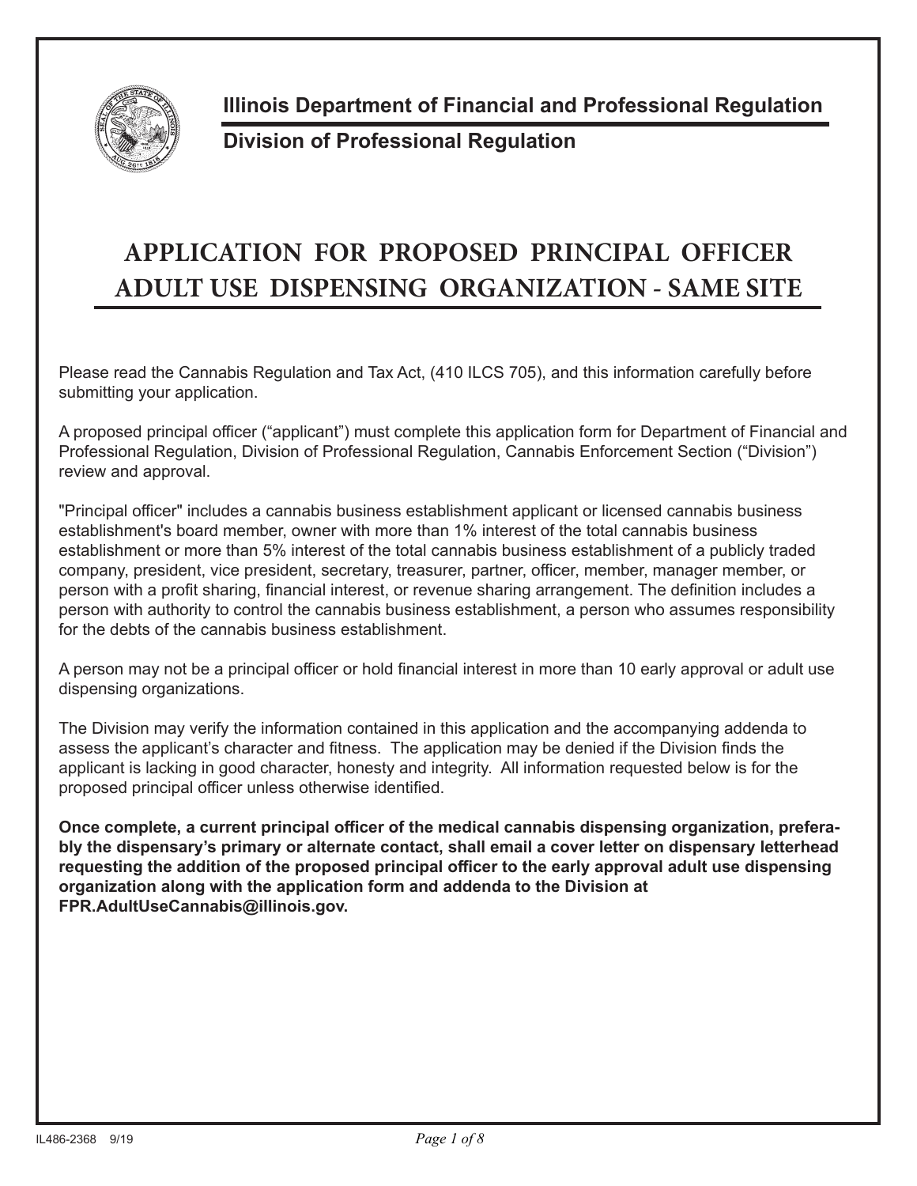**Illinois Department of Financial and Professional Regulation**

**Division of Professional Regulation**

# APPLICATION FOR PROPOSED PRINCIPAL OFFICER ADULT USE DISPENSING ORGANIZATION - SAME SITE

Please read the Cannabis Regulation and Tax Act, (410 ILCS 705), and this information carefully before submitting your application.

A proposed principal officer ("applicant") must complete this application form for Department of Financial and Professional Regulation, Division of Professional Regulation, Cannabis Enforcement Section ("Division") review and approval.

"Principal officer" includes a cannabis business establishment applicant or licensed cannabis business establishment's board member, owner with more than 1% interest of the total cannabis business establishment or more than 5% interest of the total cannabis business establishment of a publicly traded company, president, vice president, secretary, treasurer, partner, officer, member, manager member, or person with a profit sharing, financial interest, or revenue sharing arrangement. The definition includes a person with authority to control the cannabis business establishment, a person who assumes responsibility for the debts of the cannabis business establishment.

A person may not be a principal officer or hold financial interest in more than 10 early approval or adult use dispensing organizations.

The Division may verify the information contained in this application and the accompanying addenda to assess the applicant's character and fitness. The application may be denied if the Division finds the applicant is lacking in good character, honesty and integrity. All information requested below is for the proposed principal officer unless otherwise identified.

**Once complete, a current principal officer of the medical cannabis dispensing organization, preferably the dispensary's primary or alternate contact, shall email a cover letter on dispensary letterhead requesting the addition of the proposed principal officer to the early approval adult use dispensing organization along with the application form and addenda to the Division at FPR.AdultUseCannabis@illinois.gov.**

IL486-2368 9/19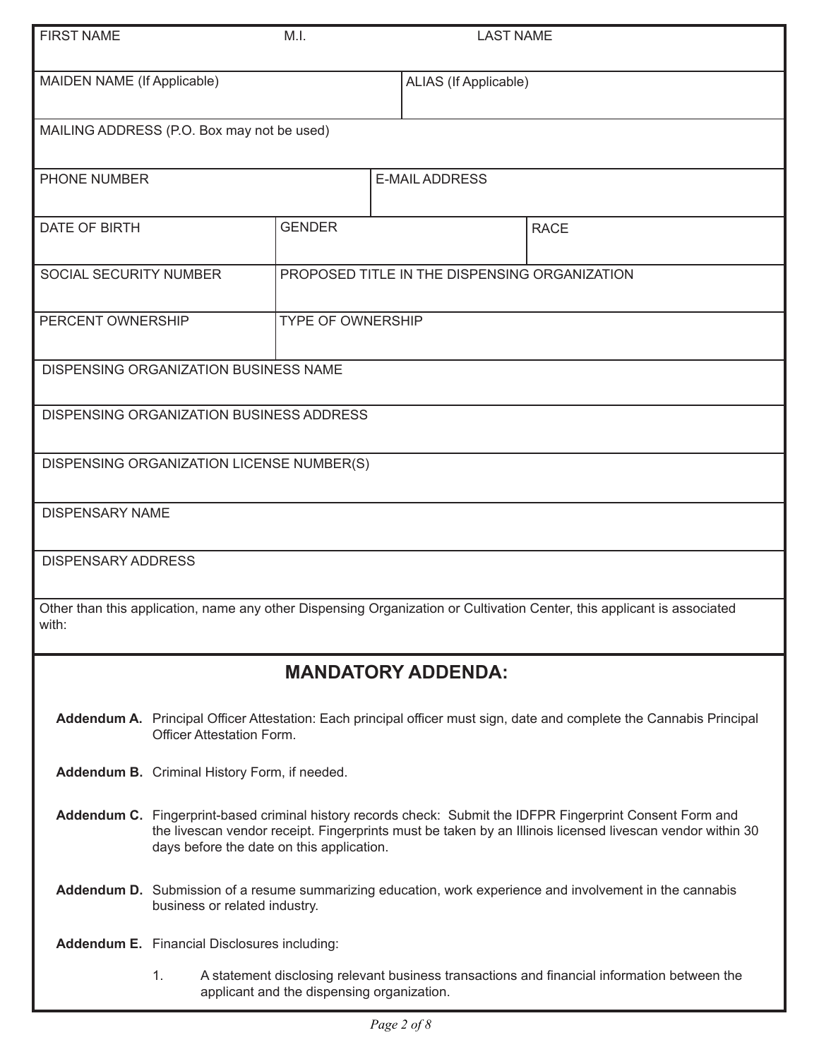| FIRST NAME | M.I. | LAST NAME |
| --- | --- | --- |
| | | |

| MAIDEN NAME (If Applicable) | ALIAS (If Applicable) |
| --- | --- |
| | |

| MAILING ADDRESS (P.O. Box may not be used) |
| --- |
| |

| PHONE NUMBER | E-MAIL ADDRESS |
| --- | --- |
| | |

| DATE OF BIRTH | GENDER | RACE |
| --- | --- | --- |
| | | |

| SOCIAL SECURITY NUMBER | PROPOSED TITLE IN THE DISPENSING ORGANIZATION |
| --- | --- |
| | |

| PERCENT OWNERSHIP | TYPE OF OWNERSHIP |
| --- | --- |
| | |

| DISPENSING ORGANIZATION BUSINESS NAME |
| --- |
| |

| DISPENSING ORGANIZATION BUSINESS ADDRESS |
| --- |
| |

| DISPENSING ORGANIZATION LICENSE NUMBER(S) |
| --- |
| |

| DISPENSARY NAME |
| --- |
| |

| DISPENSARY ADDRESS |
| --- |
| |

Other than this application, name any other Dispensing Organization or Cultivation Center, this applicant is associated with:

## MANDATORY ADDENDA:

**Addendum A.** Principal Officer Attestation: Each principal officer must sign, date and complete the Cannabis Principal Officer Attestation Form.

**Addendum B.** Criminal History Form, if needed.

**Addendum C.** Fingerprint-based criminal history records check: Submit the IDFPR Fingerprint Consent Form and the livescan vendor receipt. Fingerprints must be taken by an Illinois licensed livescan vendor within 30 days before the date on this application.

**Addendum D.** Submission of a resume summarizing education, work experience and involvement in the cannabis business or related industry.

**Addendum E.** Financial Disclosures including:

1. A statement disclosing relevant business transactions and financial information between the applicant and the dispensing organization.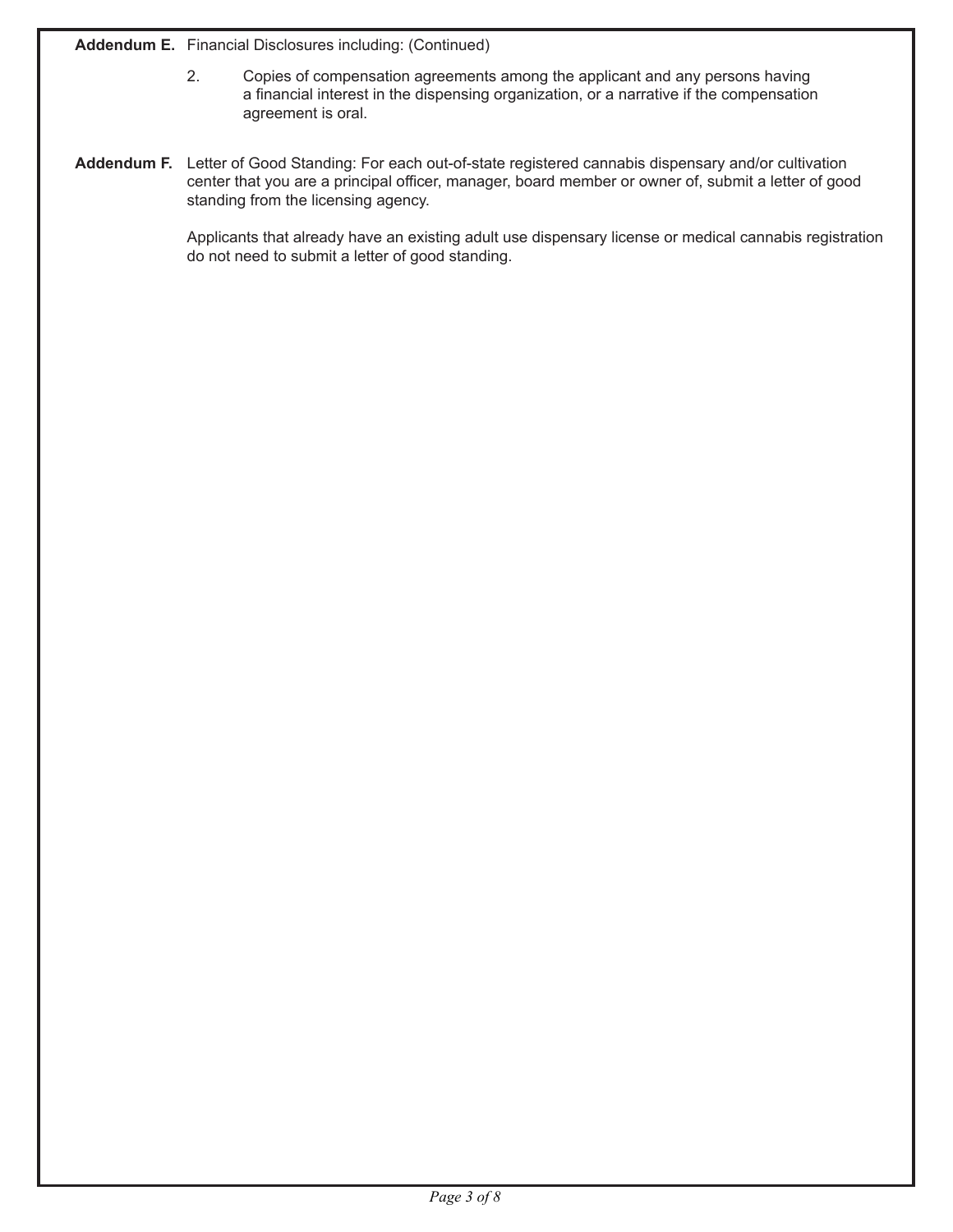**Addendum E.** Financial Disclosures including: (Continued)

2. Copies of compensation agreements among the applicant and any persons having a financial interest in the dispensing organization, or a narrative if the compensation agreement is oral.

**Addendum F.** Letter of Good Standing: For each out-of-state registered cannabis dispensary and/or cultivation center that you are a principal officer, manager, board member or owner of, submit a letter of good standing from the licensing agency.

Applicants that already have an existing adult use dispensary license or medical cannabis registration do not need to submit a letter of good standing.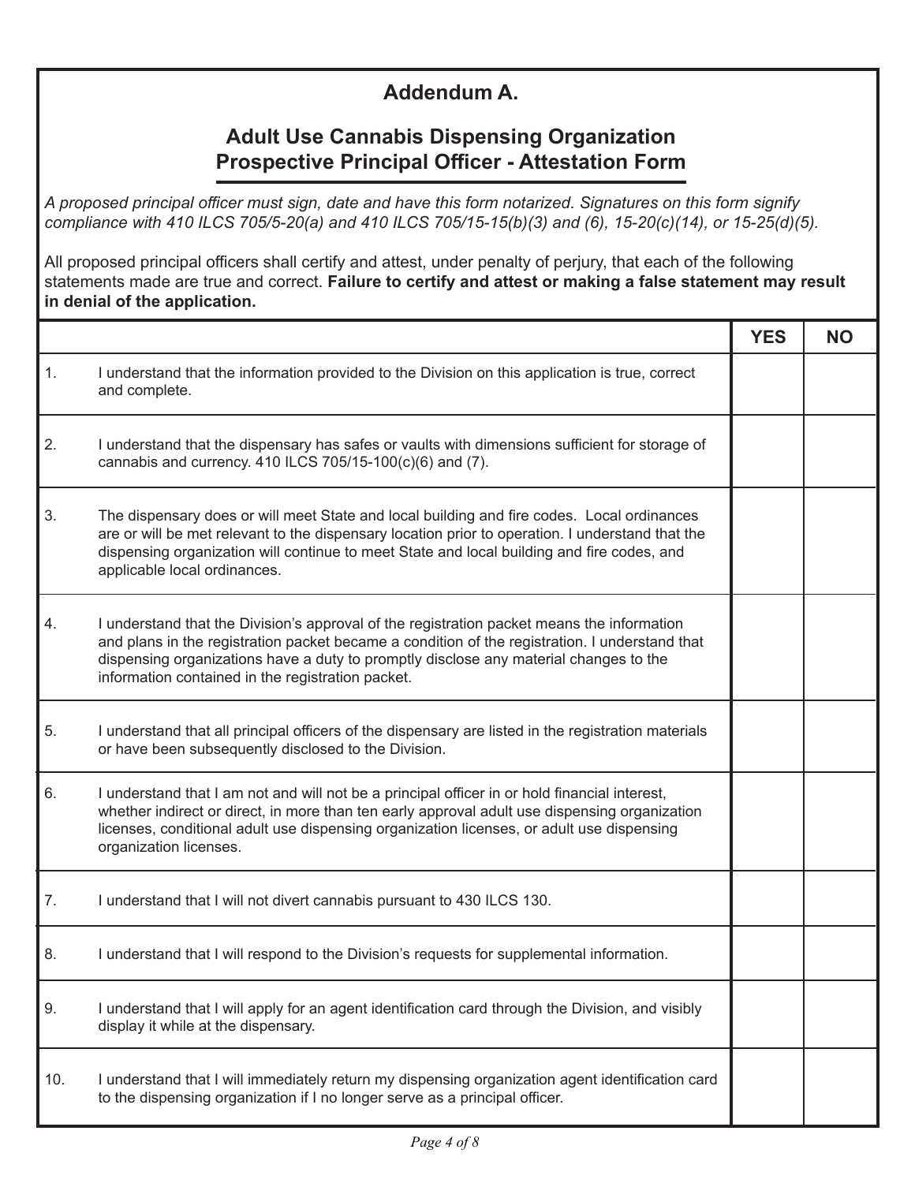## Addendum A.

## Adult Use Cannabis Dispensing Organization Prospective Principal Officer - Attestation Form

*A proposed principal officer must sign, date and have this form notarized. Signatures on this form signify compliance with 410 ILCS 705/5-20(a) and 410 ILCS 705/15-15(b)(3) and (6), 15-20(c)(14), or 15-25(d)(5).*

All proposed principal officers shall certify and attest, under penalty of perjury, that each of the following statements made are true and correct. **Failure to certify and attest or making a false statement may result in denial of the application.**

| | | YES | NO |
|---|---|---|---|
| 1. | I understand that the information provided to the Division on this application is true, correct and complete. | | |
| 2. | I understand that the dispensary has safes or vaults with dimensions sufficient for storage of cannabis and currency. 410 ILCS 705/15-100(c)(6) and (7). | | |
| 3. | The dispensary does or will meet State and local building and fire codes. Local ordinances are or will be met relevant to the dispensary location prior to operation. I understand that the dispensing organization will continue to meet State and local building and fire codes, and applicable local ordinances. | | |
| 4. | I understand that the Division's approval of the registration packet means the information and plans in the registration packet became a condition of the registration. I understand that dispensing organizations have a duty to promptly disclose any material changes to the information contained in the registration packet. | | |
| 5. | I understand that all principal officers of the dispensary are listed in the registration materials or have been subsequently disclosed to the Division. | | |
| 6. | I understand that I am not and will not be a principal officer in or hold financial interest, whether indirect or direct, in more than ten early approval adult use dispensing organization licenses, conditional adult use dispensing organization licenses, or adult use dispensing organization licenses. | | |
| 7. | I understand that I will not divert cannabis pursuant to 430 ILCS 130. | | |
| 8. | I understand that I will respond to the Division's requests for supplemental information. | | |
| 9. | I understand that I will apply for an agent identification card through the Division, and visibly display it while at the dispensary. | | |
| 10. | I understand that I will immediately return my dispensing organization agent identification card to the dispensing organization if I no longer serve as a principal officer. | | |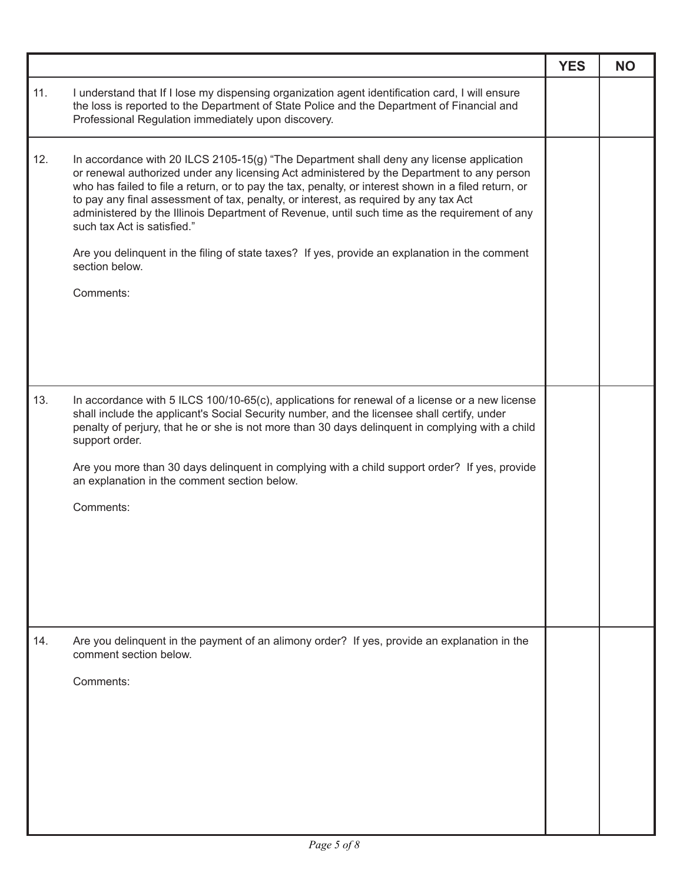| | | YES | NO |
|---|---|---|---|
| 11. | I understand that If I lose my dispensing organization agent identification card, I will ensure the loss is reported to the Department of State Police and the Department of Financial and Professional Regulation immediately upon discovery. | | |
| 12. | In accordance with 20 ILCS 2105-15(g) "The Department shall deny any license application or renewal authorized under any licensing Act administered by the Department to any person who has failed to file a return, or to pay the tax, penalty, or interest shown in a filed return, or to pay any final assessment of tax, penalty, or interest, as required by any tax Act administered by the Illinois Department of Revenue, until such time as the requirement of any such tax Act is satisfied."<br><br>Are you delinquent in the filing of state taxes? If yes, provide an explanation in the comment section below.<br><br>Comments: | | |
| 13. | In accordance with 5 ILCS 100/10-65(c), applications for renewal of a license or a new license shall include the applicant's Social Security number, and the licensee shall certify, under penalty of perjury, that he or she is not more than 30 days delinquent in complying with a child support order.<br><br>Are you more than 30 days delinquent in complying with a child support order? If yes, provide an explanation in the comment section below.<br><br>Comments: | | |
| 14. | Are you delinquent in the payment of an alimony order? If yes, provide an explanation in the comment section below.<br><br>Comments: | | |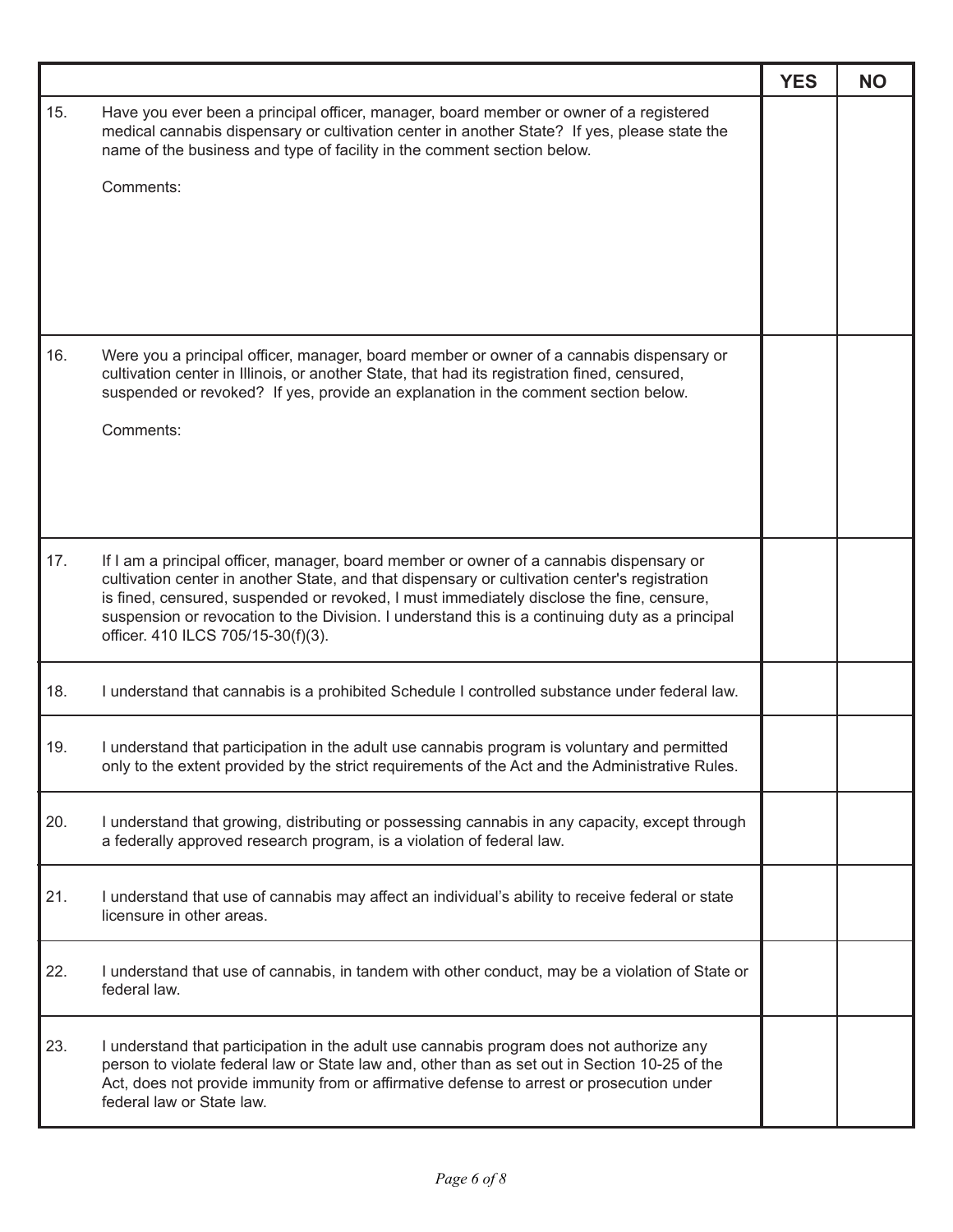| | | YES | NO |
|---|---|---|---|
| 15. | Have you ever been a principal officer, manager, board member or owner of a registered medical cannabis dispensary or cultivation center in another State? If yes, please state the name of the business and type of facility in the comment section below.<br><br>Comments: | | |
| 16. | Were you a principal officer, manager, board member or owner of a cannabis dispensary or cultivation center in Illinois, or another State, that had its registration fined, censured, suspended or revoked? If yes, provide an explanation in the comment section below.<br><br>Comments: | | |
| 17. | If I am a principal officer, manager, board member or owner of a cannabis dispensary or cultivation center in another State, and that dispensary or cultivation center's registration is fined, censured, suspended or revoked, I must immediately disclose the fine, censure, suspension or revocation to the Division. I understand this is a continuing duty as a principal officer. 410 ILCS 705/15-30(f)(3). | | |
| 18. | I understand that cannabis is a prohibited Schedule I controlled substance under federal law. | | |
| 19. | I understand that participation in the adult use cannabis program is voluntary and permitted only to the extent provided by the strict requirements of the Act and the Administrative Rules. | | |
| 20. | I understand that growing, distributing or possessing cannabis in any capacity, except through a federally approved research program, is a violation of federal law. | | |
| 21. | I understand that use of cannabis may affect an individual's ability to receive federal or state licensure in other areas. | | |
| 22. | I understand that use of cannabis, in tandem with other conduct, may be a violation of State or federal law. | | |
| 23. | I understand that participation in the adult use cannabis program does not authorize any person to violate federal law or State law and, other than as set out in Section 10-25 of the Act, does not provide immunity from or affirmative defense to arrest or prosecution under federal law or State law. | | |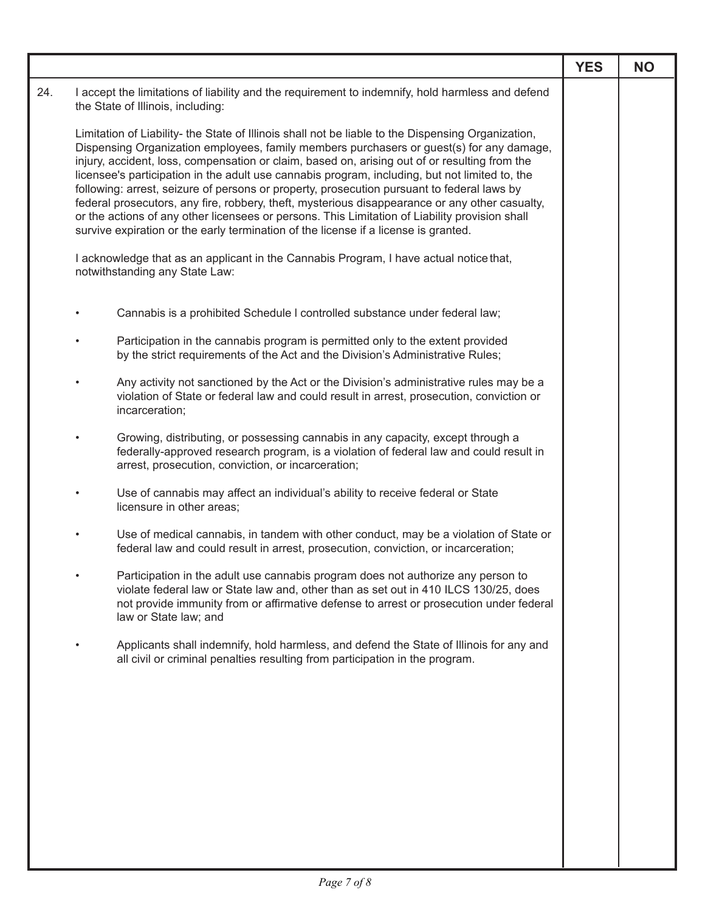| | YES | NO |
|---|---|---|
| 24. I accept the limitations of liability and the requirement to indemnify, hold harmless and defend the State of Illinois, including:<br><br>Limitation of Liability- the State of Illinois shall not be liable to the Dispensing Organization, Dispensing Organization employees, family members purchasers or guest(s) for any damage, injury, accident, loss, compensation or claim, based on, arising out of or resulting from the licensee's participation in the adult use cannabis program, including, but not limited to, the following: arrest, seizure of persons or property, prosecution pursuant to federal laws by federal prosecutors, any fire, robbery, theft, mysterious disappearance or any other casualty, or the actions of any other licensees or persons. This Limitation of Liability provision shall survive expiration or the early termination of the license if a license is granted.<br><br>I acknowledge that as an applicant in the Cannabis Program, I have actual notice that, notwithstanding any State Law:<br><br>• Cannabis is a prohibited Schedule I controlled substance under federal law;<br>• Participation in the cannabis program is permitted only to the extent provided by the strict requirements of the Act and the Division's Administrative Rules;<br>• Any activity not sanctioned by the Act or the Division's administrative rules may be a violation of State or federal law and could result in arrest, prosecution, conviction or incarceration;<br>• Growing, distributing, or possessing cannabis in any capacity, except through a federally-approved research program, is a violation of federal law and could result in arrest, prosecution, conviction, or incarceration;<br>• Use of cannabis may affect an individual's ability to receive federal or State licensure in other areas;<br>• Use of medical cannabis, in tandem with other conduct, may be a violation of State or federal law and could result in arrest, prosecution, conviction, or incarceration;<br>• Participation in the adult use cannabis program does not authorize any person to violate federal law or State law and, other than as set out in 410 ILCS 130/25, does not provide immunity from or affirmative defense to arrest or prosecution under federal law or State law; and<br>• Applicants shall indemnify, hold harmless, and defend the State of Illinois for any and all civil or criminal penalties resulting from participation in the program. | | |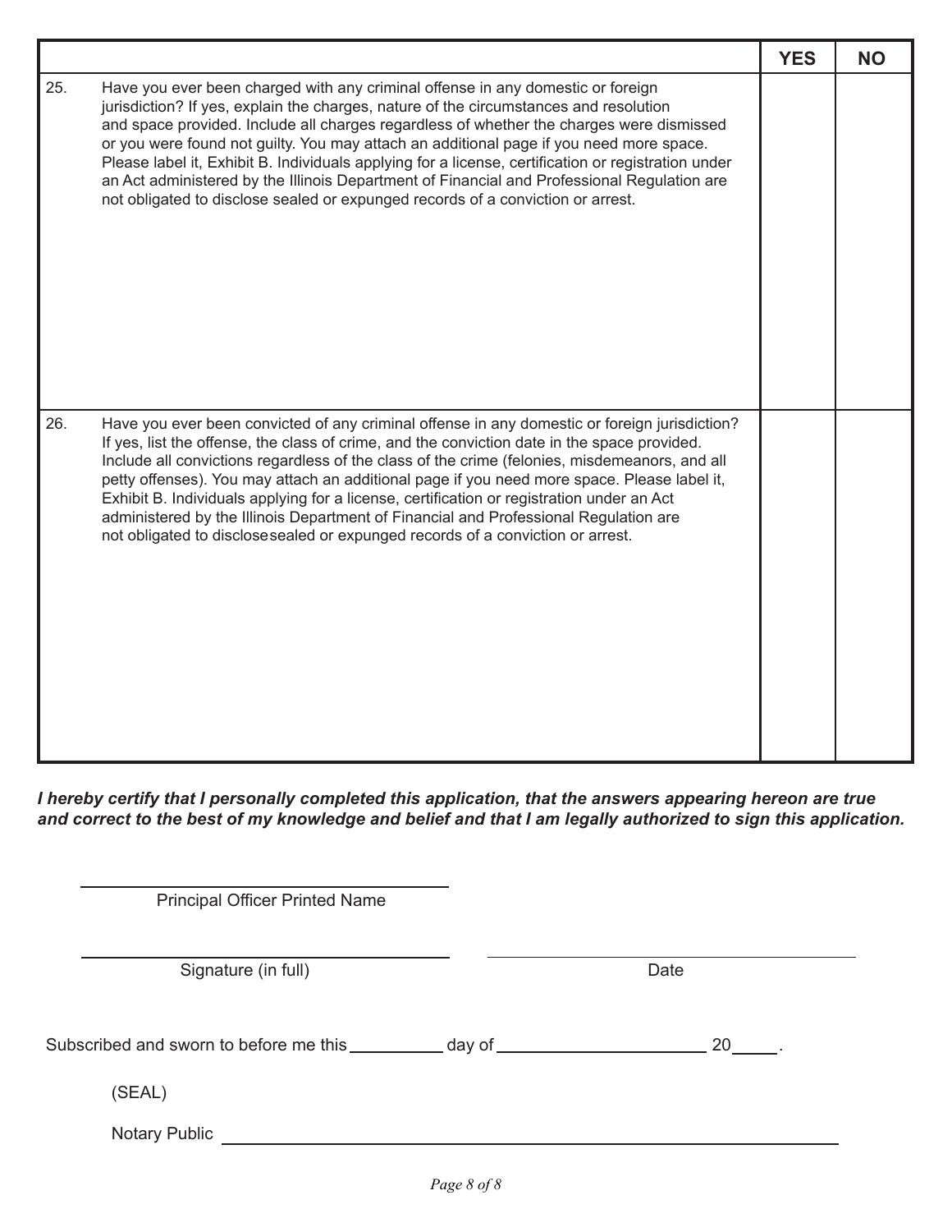| | | YES | NO |
|---|---|---|---|
| 25. | Have you ever been charged with any criminal offense in any domestic or foreign jurisdiction? If yes, explain the charges, nature of the circumstances and resolution and space provided. Include all charges regardless of whether the charges were dismissed or you were found not guilty. You may attach an additional page if you need more space. Please label it, Exhibit B. Individuals applying for a license, certification or registration under an Act administered by the Illinois Department of Financial and Professional Regulation are not obligated to disclose sealed or expunged records of a conviction or arrest. | | |
| 26. | Have you ever been convicted of any criminal offense in any domestic or foreign jurisdiction? If yes, list the offense, the class of crime, and the conviction date in the space provided. Include all convictions regardless of the class of the crime (felonies, misdemeanors, and all petty offenses). You may attach an additional page if you need more space. Please label it, Exhibit B. Individuals applying for a license, certification or registration under an Act administered by the Illinois Department of Financial and Professional Regulation are not obligated to disclosesealed or expunged records of a conviction or arrest. | | |

***I hereby certify that I personally completed this application, that the answers appearing hereon are true and correct to the best of my knowledge and belief and that I am legally authorized to sign this application.***

______________________________
Principal Officer Printed Name

______________________________ ______________________________
Signature (in full) Date

Subscribed and sworn to before me this __________ day of ______________________ 20_____.

(SEAL)

Notary Public ______________________________________________